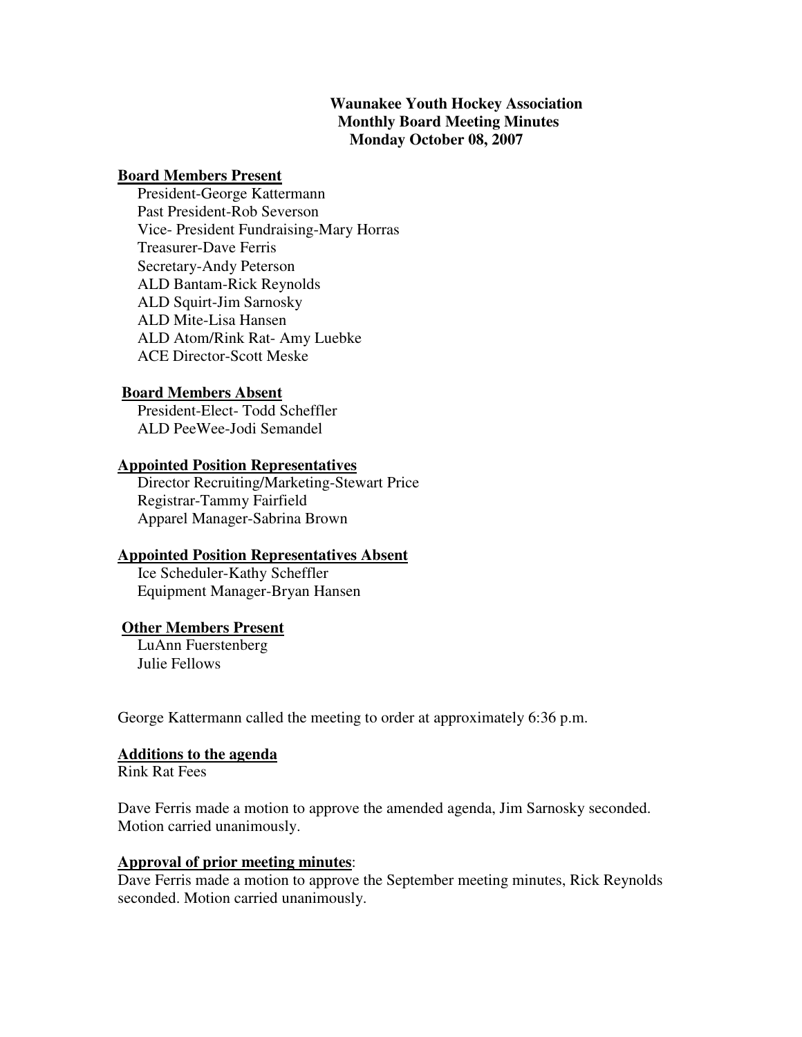**Waunakee Youth Hockey Association**
**Monthly Board Meeting Minutes**
**Monday October 08, 2007**

**Board Members Present**

President-George Kattermann
Past President-Rob Severson
Vice- President Fundraising-Mary Horras
Treasurer-Dave Ferris
Secretary-Andy Peterson
ALD Bantam-Rick Reynolds
ALD Squirt-Jim Sarnosky
ALD Mite-Lisa Hansen
ALD Atom/Rink Rat- Amy Luebke
ACE Director-Scott Meske

**Board Members Absent**

President-Elect- Todd Scheffler
ALD PeeWee-Jodi Semandel

**Appointed Position Representatives**

Director Recruiting/Marketing-Stewart Price
Registrar-Tammy Fairfield
Apparel Manager-Sabrina Brown

**Appointed Position Representatives Absent**

Ice Scheduler-Kathy Scheffler
Equipment Manager-Bryan Hansen

**Other Members Present**

LuAnn Fuerstenberg
Julie Fellows

George Kattermann called the meeting to order at approximately 6:36 p.m.

**Additions to the agenda**

Rink Rat Fees

Dave Ferris made a motion to approve the amended agenda, Jim Sarnosky seconded. Motion carried unanimously.

**Approval of prior meeting minutes**:

Dave Ferris made a motion to approve the September meeting minutes, Rick Reynolds seconded. Motion carried unanimously.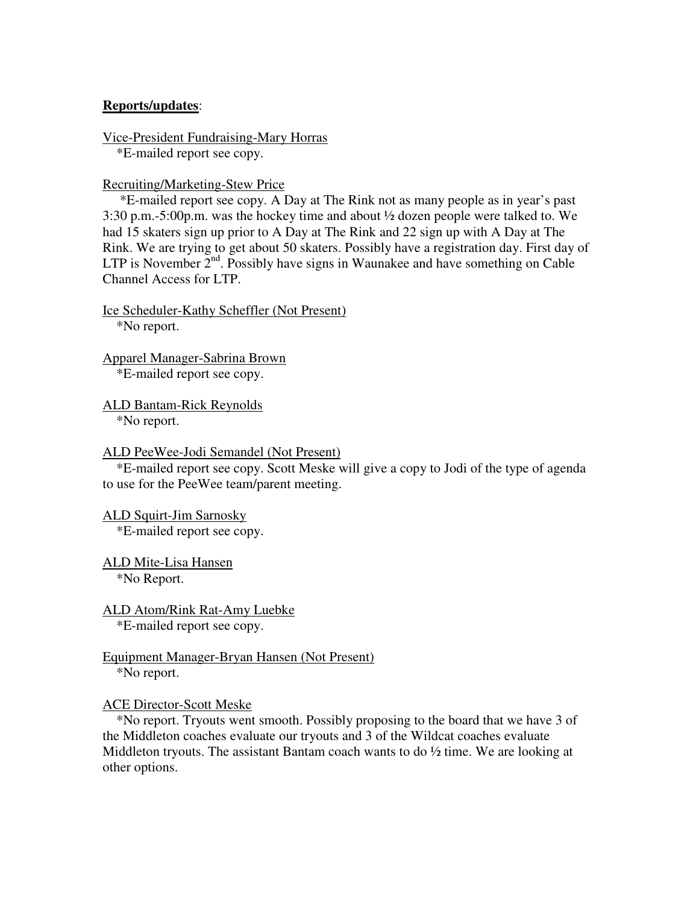**Reports/updates**:

Vice-President Fundraising-Mary Horras
*E-mailed report see copy.

Recruiting/Marketing-Stew Price
*E-mailed report see copy. A Day at The Rink not as many people as in year's past 3:30 p.m.-5:00p.m. was the hockey time and about ½ dozen people were talked to. We had 15 skaters sign up prior to A Day at The Rink and 22 sign up with A Day at The Rink. We are trying to get about 50 skaters. Possibly have a registration day. First day of LTP is November 2nd. Possibly have signs in Waunakee and have something on Cable Channel Access for LTP.

Ice Scheduler-Kathy Scheffler (Not Present)
*No report.

Apparel Manager-Sabrina Brown
*E-mailed report see copy.

ALD Bantam-Rick Reynolds
*No report.

ALD PeeWee-Jodi Semandel (Not Present)
*E-mailed report see copy. Scott Meske will give a copy to Jodi of the type of agenda to use for the PeeWee team/parent meeting.

ALD Squirt-Jim Sarnosky
*E-mailed report see copy.

ALD Mite-Lisa Hansen
*No Report.

ALD Atom/Rink Rat-Amy Luebke
*E-mailed report see copy.

Equipment Manager-Bryan Hansen (Not Present)
*No report.

ACE Director-Scott Meske
*No report. Tryouts went smooth. Possibly proposing to the board that we have 3 of the Middleton coaches evaluate our tryouts and 3 of the Wildcat coaches evaluate Middleton tryouts. The assistant Bantam coach wants to do ½ time. We are looking at other options.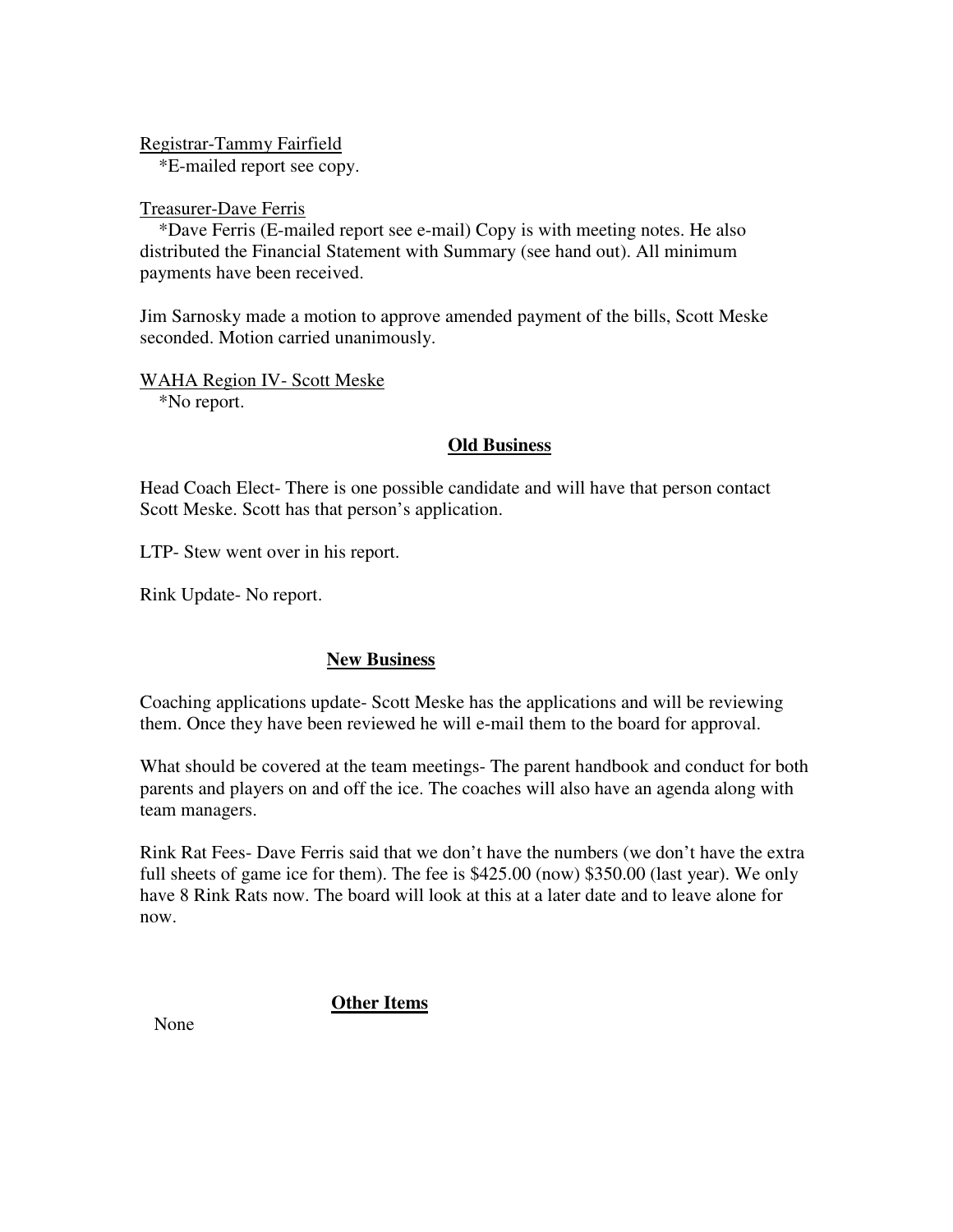Registrar-Tammy Fairfield

*E-mailed report see copy.

Treasurer-Dave Ferris

*Dave Ferris (E-mailed report see e-mail) Copy is with meeting notes. He also distributed the Financial Statement with Summary (see hand out). All minimum payments have been received.

Jim Sarnosky made a motion to approve amended payment of the bills, Scott Meske seconded. Motion carried unanimously.

WAHA Region IV- Scott Meske

*No report.

## Old Business

Head Coach Elect- There is one possible candidate and will have that person contact Scott Meske. Scott has that person's application.

LTP- Stew went over in his report.

Rink Update- No report.

## New Business

Coaching applications update- Scott Meske has the applications and will be reviewing them. Once they have been reviewed he will e-mail them to the board for approval.

What should be covered at the team meetings- The parent handbook and conduct for both parents and players on and off the ice. The coaches will also have an agenda along with team managers.

Rink Rat Fees- Dave Ferris said that we don't have the numbers (we don't have the extra full sheets of game ice for them). The fee is $425.00 (now) $350.00 (last year). We only have 8 Rink Rats now. The board will look at this at a later date and to leave alone for now.

## Other Items

None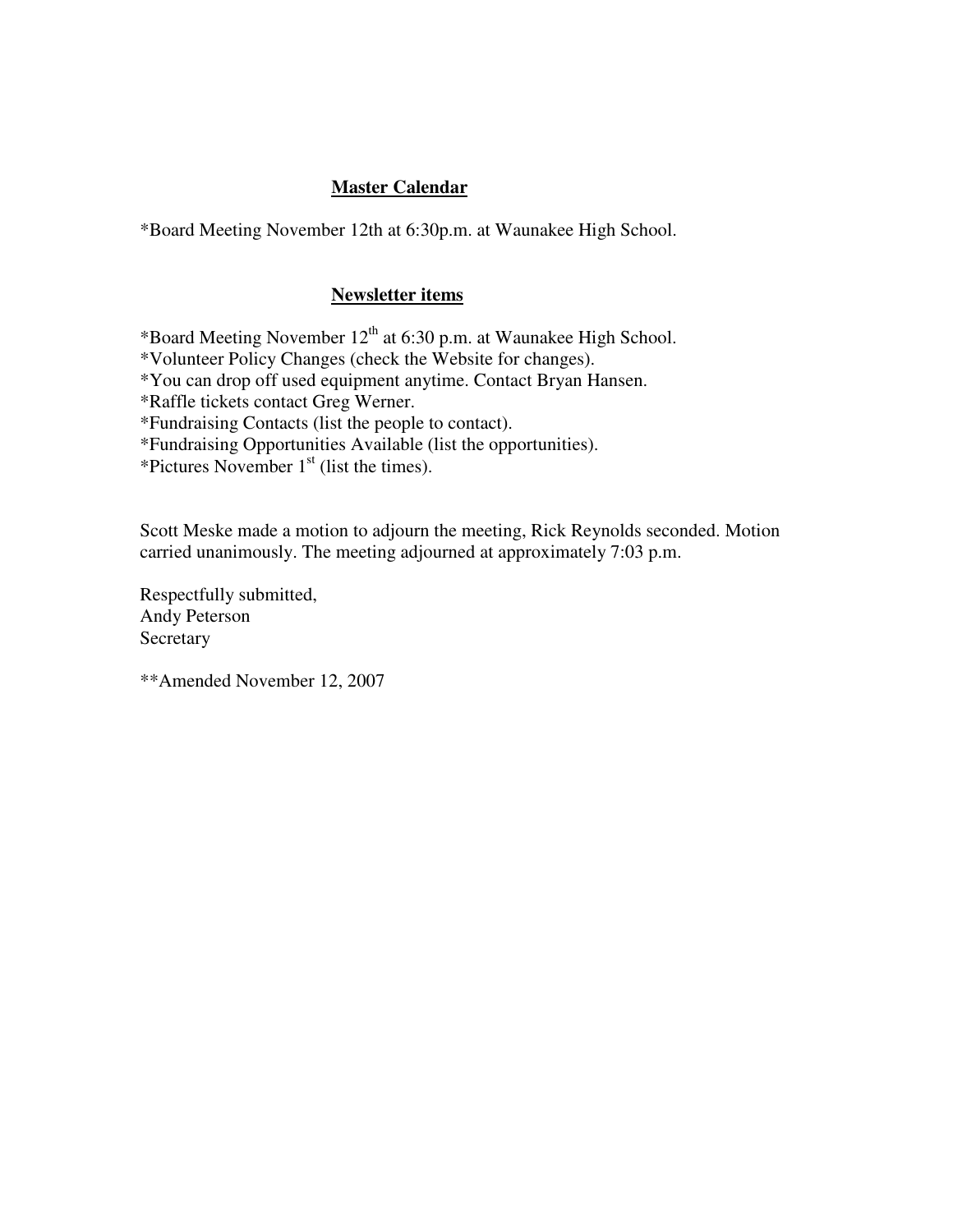## Master Calendar

*Board Meeting November 12th at 6:30p.m. at Waunakee High School.

## Newsletter items

*Board Meeting November 12th at 6:30 p.m. at Waunakee High School.
*Volunteer Policy Changes (check the Website for changes).
*You can drop off used equipment anytime. Contact Bryan Hansen.
*Raffle tickets contact Greg Werner.
*Fundraising Contacts (list the people to contact).
*Fundraising Opportunities Available (list the opportunities).
*Pictures November 1st (list the times).

Scott Meske made a motion to adjourn the meeting, Rick Reynolds seconded. Motion carried unanimously. The meeting adjourned at approximately 7:03 p.m.

Respectfully submitted,
Andy Peterson
Secretary

**Amended November 12, 2007